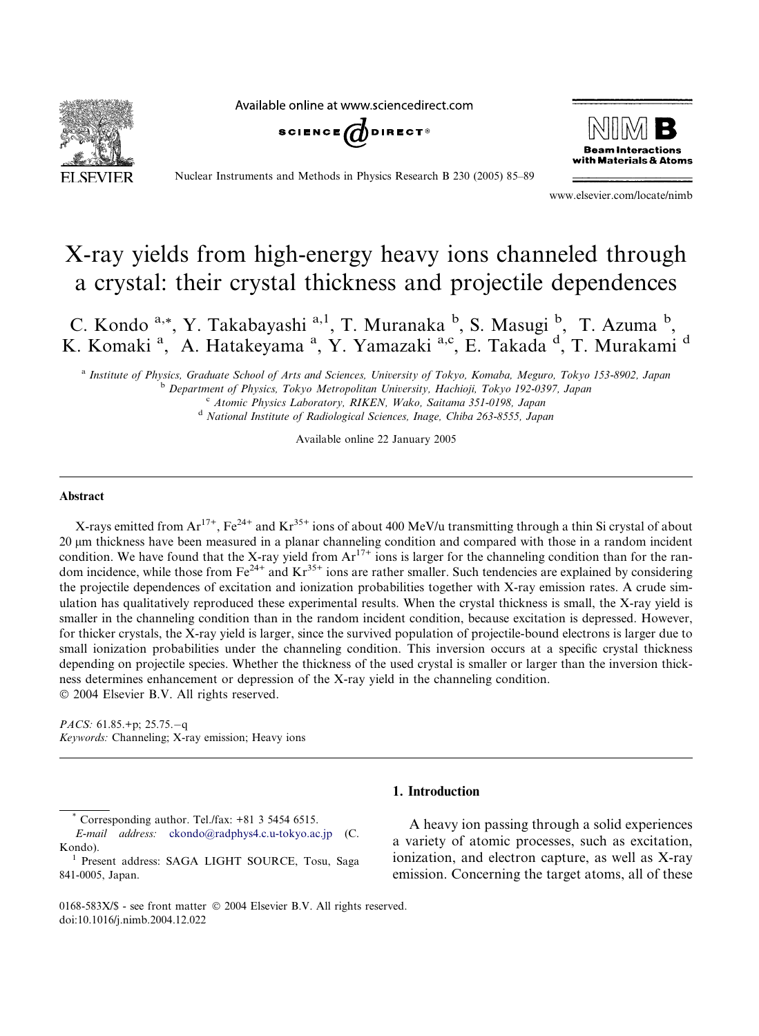# X-ray yields from high-energy heavy ions channeled through a crystal: their crystal thickness and projectile dependences

C. Kondo [a,*], Y. Takabayashi [a,1], T. Muranaka [b], S. Masugi [b], T. Azuma [b], K. Komaki [a], A. Hatakeyama [a], Y. Yamazaki [a,c], E. Takada [d], T. Murakami [d]

[a] Institute of Physics, Graduate School of Arts and Sciences, University of Tokyo, Komaba, Meguro, Tokyo 153-8902, Japan
[b] Department of Physics, Tokyo Metropolitan University, Hachioji, Tokyo 192-0397, Japan
[c] Atomic Physics Laboratory, RIKEN, Wako, Saitama 351-0198, Japan
[d] National Institute of Radiological Sciences, Inage, Chiba 263-8555, Japan

Available online 22 January 2005

## Abstract

X-rays emitted from $Ar^{17+}$, $Fe^{24+}$ and $Kr^{35+}$ ions of about 400 MeV/u transmitting through a thin Si crystal of about 20 μm thickness have been measured in a planar channeling condition and compared with those in a random incident condition. We have found that the X-ray yield from $Ar^{17+}$ ions is larger for the channeling condition than for the random incidence, while those from $Fe^{24+}$ and $Kr^{35+}$ ions are rather smaller. Such tendencies are explained by considering the projectile dependences of excitation and ionization probabilities together with X-ray emission rates. A crude simulation has qualitatively reproduced these experimental results. When the crystal thickness is small, the X-ray yield is smaller in the channeling condition than in the random incident condition, because excitation is depressed. However, for thicker crystals, the X-ray yield is larger, since the survived population of projectile-bound electrons is larger due to small ionization probabilities under the channeling condition. This inversion occurs at a specific crystal thickness depending on projectile species. Whether the thickness of the used crystal is smaller or larger than the inversion thickness determines enhancement or depression of the X-ray yield in the channeling condition.
© 2004 Elsevier B.V. All rights reserved.

*PACS:* 61.85.+p; 25.75.−q
*Keywords:* Channeling; X-ray emission; Heavy ions

## 1. Introduction

A heavy ion passing through a solid experiences a variety of atomic processes, such as excitation, ionization, and electron capture, as well as X-ray emission. Concerning the target atoms, all of these

---

* Corresponding author. Tel./fax: +81 3 5454 6515.
*E-mail address:* ckondo@radphys4.c.u-tokyo.ac.jp (C. Kondo).
[1] Present address: SAGA LIGHT SOURCE, Tosu, Saga 841-0005, Japan.

0168-583X/$ - see front matter © 2004 Elsevier B.V. All rights reserved.
doi:10.1016/j.nimb.2004.12.022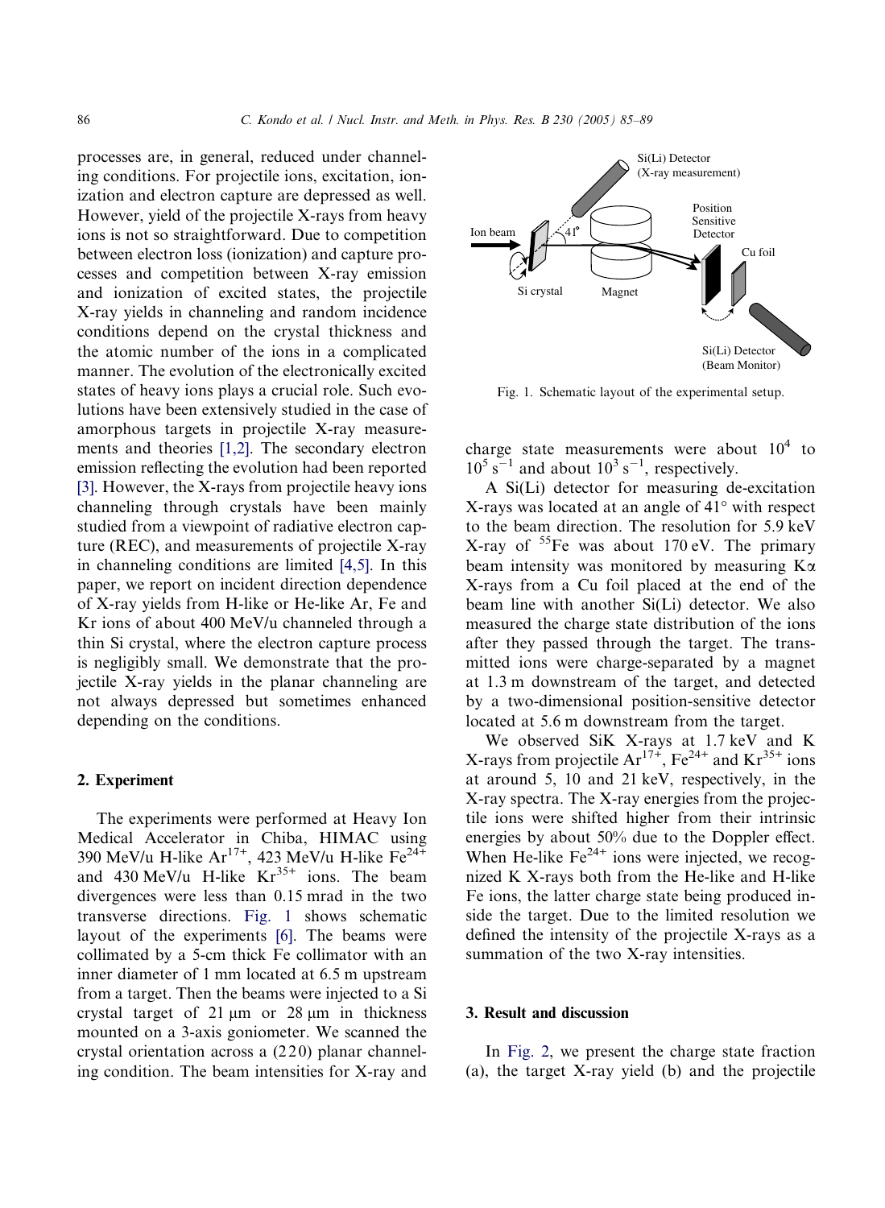processes are, in general, reduced under channeling conditions. For projectile ions, excitation, ionization and electron capture are depressed as well. However, yield of the projectile X-rays from heavy ions is not so straightforward. Due to competition between electron loss (ionization) and capture processes and competition between X-ray emission and ionization of excited states, the projectile X-ray yields in channeling and random incidence conditions depend on the crystal thickness and the atomic number of the ions in a complicated manner. The evolution of the electronically excited states of heavy ions plays a crucial role. Such evolutions have been extensively studied in the case of amorphous targets in projectile X-ray measurements and theories [1,2]. The secondary electron emission reflecting the evolution had been reported [3]. However, the X-rays from projectile heavy ions channeling through crystals have been mainly studied from a viewpoint of radiative electron capture (REC), and measurements of projectile X-ray in channeling conditions are limited [4,5]. In this paper, we report on incident direction dependence of X-ray yields from H-like or He-like Ar, Fe and Kr ions of about 400 MeV/u channeled through a thin Si crystal, where the electron capture process is negligibly small. We demonstrate that the projectile X-ray yields in the planar channeling are not always depressed but sometimes enhanced depending on the conditions.

## 2. Experiment

The experiments were performed at Heavy Ion Medical Accelerator in Chiba, HIMAC using 390 MeV/u H-like $Ar^{17+}$, 423 MeV/u H-like $Fe^{24+}$ and 430 MeV/u H-like $Kr^{35+}$ ions. The beam divergences were less than 0.15 mrad in the two transverse directions. Fig. 1 shows schematic layout of the experiments [6]. The beams were collimated by a 5-cm thick Fe collimator with an inner diameter of 1 mm located at 6.5 m upstream from a target. Then the beams were injected to a Si crystal target of 21 μm or 28 μm in thickness mounted on a 3-axis goniometer. We scanned the crystal orientation across a (220) planar channeling condition. The beam intensities for X-ray and charge state measurements were about $10^4$ to $10^5$ $s^{-1}$ and about $10^3$ $s^{-1}$, respectively.

Fig. 1. Schematic layout of the experimental setup.

A Si(Li) detector for measuring de-excitation X-rays was located at an angle of 41° with respect to the beam direction. The resolution for 5.9 keV X-ray of $^{55}Fe$ was about 170 eV. The primary beam intensity was monitored by measuring Kα X-rays from a Cu foil placed at the end of the beam line with another Si(Li) detector. We also measured the charge state distribution of the ions after they passed through the target. The transmitted ions were charge-separated by a magnet at 1.3 m downstream of the target, and detected by a two-dimensional position-sensitive detector located at 5.6 m downstream from the target.

We observed SiK X-rays at 1.7 keV and K X-rays from projectile $Ar^{17+}$, $Fe^{24+}$ and $Kr^{35+}$ ions at around 5, 10 and 21 keV, respectively, in the X-ray spectra. The X-ray energies from the projectile ions were shifted higher from their intrinsic energies by about 50% due to the Doppler effect. When He-like $Fe^{24+}$ ions were injected, we recognized K X-rays both from the He-like and H-like Fe ions, the latter charge state being produced inside the target. Due to the limited resolution we defined the intensity of the projectile X-rays as a summation of the two X-ray intensities.

## 3. Result and discussion

In Fig. 2, we present the charge state fraction (a), the target X-ray yield (b) and the projectile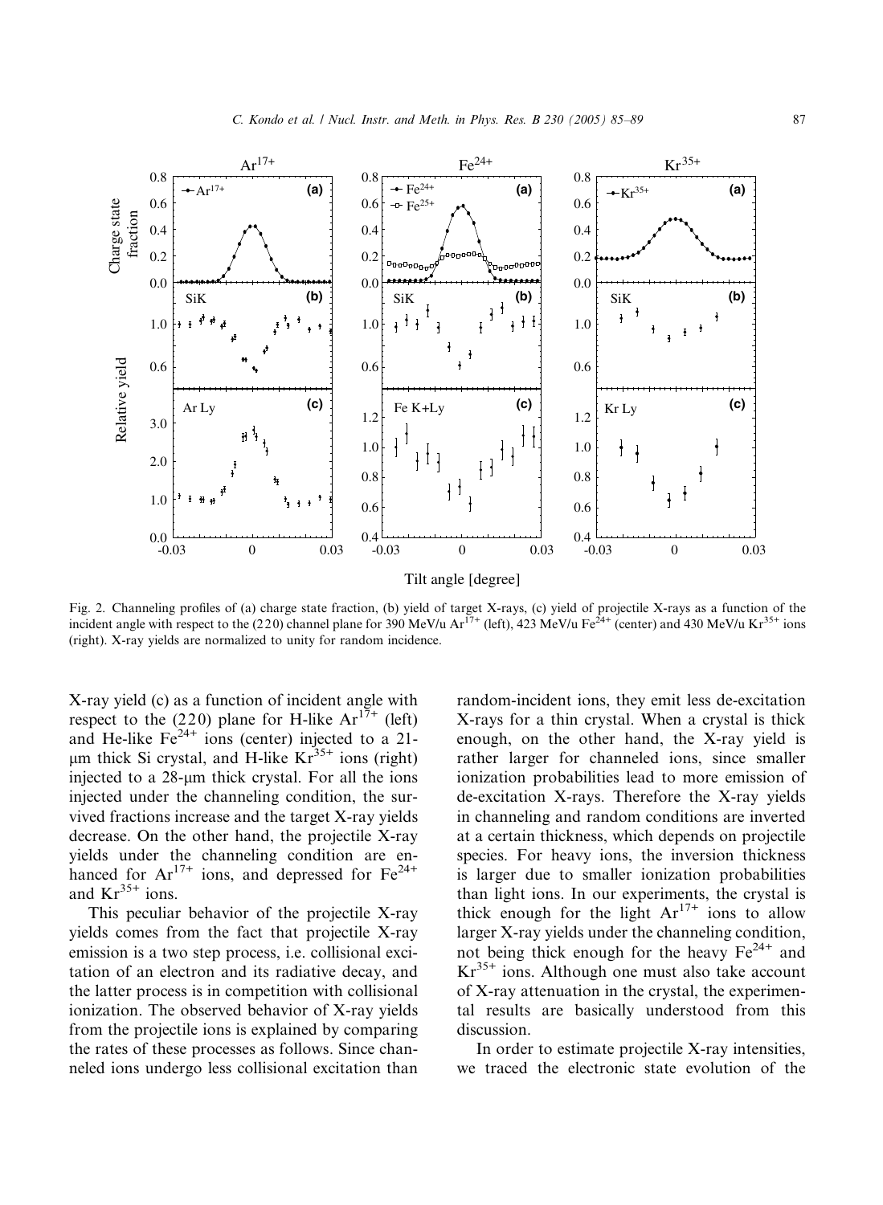Fig. 2. Channeling profiles of (a) charge state fraction, (b) yield of target X-rays, (c) yield of projectile X-rays as a function of the incident angle with respect to the (2 2 0) channel plane for 390 MeV/u $Ar^{17+}$ (left), 423 MeV/u $Fe^{24+}$ (center) and 430 MeV/u $Kr^{35+}$ ions (right). X-ray yields are normalized to unity for random incidence.

X-ray yield (c) as a function of incident angle with respect to the (2 2 0) plane for H-like $Ar^{17+}$ (left) and He-like $Fe^{24+}$ ions (center) injected to a 21-μm thick Si crystal, and H-like $Kr^{35+}$ ions (right) injected to a 28-μm thick crystal. For all the ions injected under the channeling condition, the survived fractions increase and the target X-ray yields decrease. On the other hand, the projectile X-ray yields under the channeling condition are enhanced for $Ar^{17+}$ ions, and depressed for $Fe^{24+}$ and $Kr^{35+}$ ions.

This peculiar behavior of the projectile X-ray yields comes from the fact that projectile X-ray emission is a two step process, i.e. collisional excitation of an electron and its radiative decay, and the latter process is in competition with collisional ionization. The observed behavior of X-ray yields from the projectile ions is explained by comparing the rates of these processes as follows. Since channeled ions undergo less collisional excitation than random-incident ions, they emit less de-excitation X-rays for a thin crystal. When a crystal is thick enough, on the other hand, the X-ray yield is rather larger for channeled ions, since smaller ionization probabilities lead to more emission of de-excitation X-rays. Therefore the X-ray yields in channeling and random conditions are inverted at a certain thickness, which depends on projectile species. For heavy ions, the inversion thickness is larger due to smaller ionization probabilities than light ions. In our experiments, the crystal is thick enough for the light $Ar^{17+}$ ions to allow larger X-ray yields under the channeling condition, not being thick enough for the heavy $Fe^{24+}$ and $Kr^{35+}$ ions. Although one must also take account of X-ray attenuation in the crystal, the experimental results are basically understood from this discussion.

In order to estimate projectile X-ray intensities, we traced the electronic state evolution of the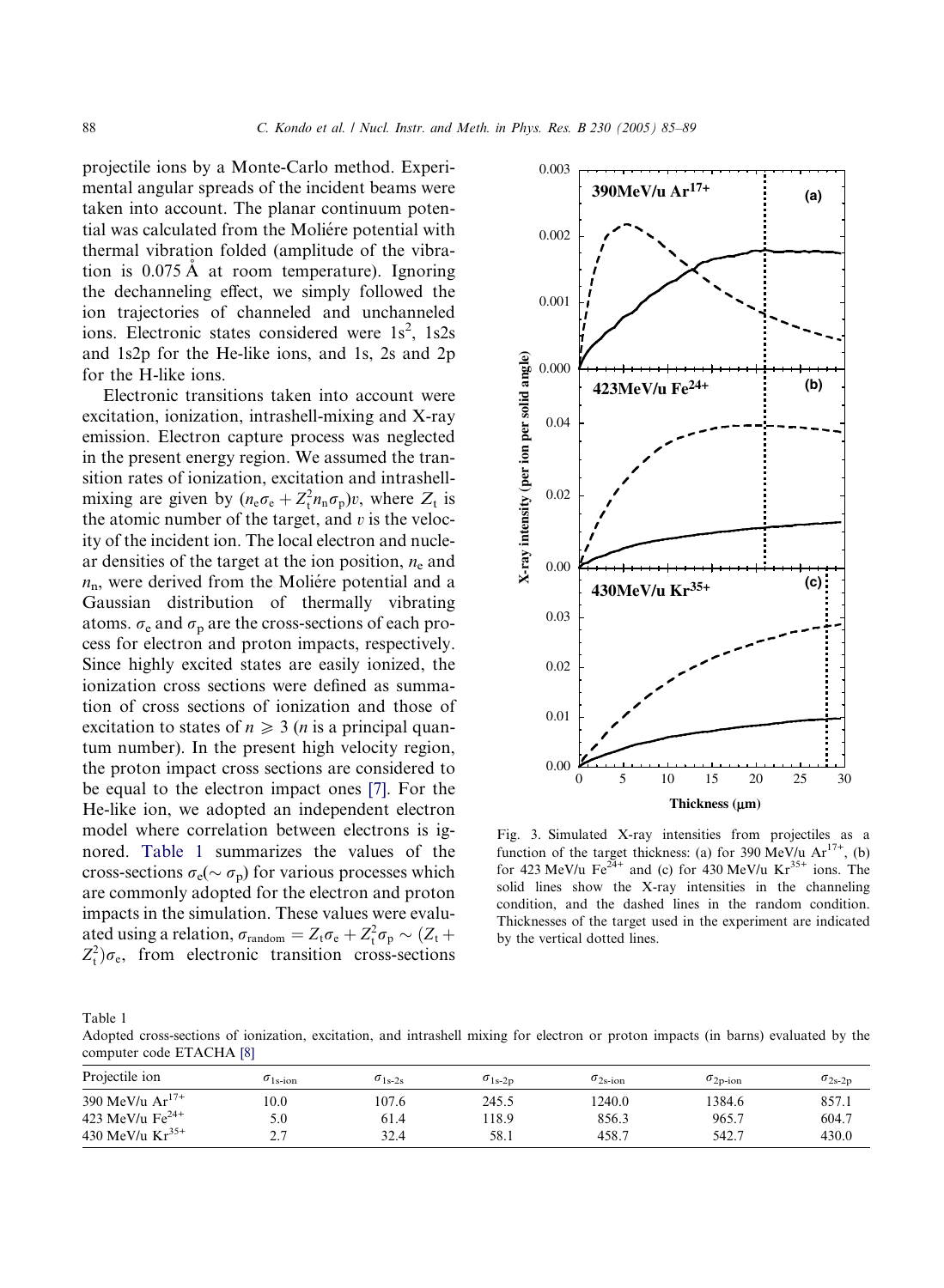projectile ions by a Monte-Carlo method. Experimental angular spreads of the incident beams were taken into account. The planar continuum potential was calculated from the Moliére potential with thermal vibration folded (amplitude of the vibration is 0.075 Å at room temperature). Ignoring the dechanneling effect, we simply followed the ion trajectories of channeled and unchanneled ions. Electronic states considered were $1s^2$, 1s2s and 1s2p for the He-like ions, and 1s, 2s and 2p for the H-like ions.

Electronic transitions taken into account were excitation, ionization, intrashell-mixing and X-ray emission. Electron capture process was neglected in the present energy region. We assumed the transition rates of ionization, excitation and intrashell-mixing are given by $(n_e\sigma_e + Z_t^2 n_n \sigma_p)v$, where $Z_t$ is the atomic number of the target, and $v$ is the velocity of the incident ion. The local electron and nuclear densities of the target at the ion position, $n_e$ and $n_n$, were derived from the Moliére potential and a Gaussian distribution of thermally vibrating atoms. $\sigma_e$ and $\sigma_p$ are the cross-sections of each process for electron and proton impacts, respectively. Since highly excited states are easily ionized, the ionization cross sections were defined as summation of cross sections of ionization and those of excitation to states of $n \geqslant 3$ ($n$ is a principal quantum number). In the present high velocity region, the proton impact cross sections are considered to be equal to the electron impact ones [7]. For the He-like ion, we adopted an independent electron model where correlation between electrons is ignored. Table 1 summarizes the values of the cross-sections $\sigma_e(\sim \sigma_p)$ for various processes which are commonly adopted for the electron and proton impacts in the simulation. These values were evaluated using a relation, $\sigma_{random} = Z_t\sigma_e + Z_t^2\sigma_p \sim (Z_t + Z_t^2)\sigma_e$, from electronic transition cross-sections

Fig. 3. Simulated X-ray intensities from projectiles as a function of the target thickness: (a) for 390 MeV/u $Ar^{17+}$, (b) for 423 MeV/u $Fe^{24+}$ and (c) for 430 MeV/u $Kr^{35+}$ ions. The solid lines show the X-ray intensities in the channeling condition, and the dashed lines in the random condition. Thicknesses of the target used in the experiment are indicated by the vertical dotted lines.

Table 1
Adopted cross-sections of ionization, excitation, and intrashell mixing for electron or proton impacts (in barns) evaluated by the computer code ETACHA [8]

| Projectile ion | $\sigma_{1s\text{-ion}}$ | $\sigma_{1s\text{-}2s}$ | $\sigma_{1s\text{-}2p}$ | $\sigma_{2s\text{-ion}}$ | $\sigma_{2p\text{-ion}}$ | $\sigma_{2s\text{-}2p}$ |
|---|---|---|---|---|---|---|
| 390 MeV/u $Ar^{17+}$ | 10.0 | 107.6 | 245.5 | 1240.0 | 1384.6 | 857.1 |
| 423 MeV/u $Fe^{24+}$ | 5.0 | 61.4 | 118.9 | 856.3 | 965.7 | 604.7 |
| 430 MeV/u $Kr^{35+}$ | 2.7 | 32.4 | 58.1 | 458.7 | 542.7 | 430.0 |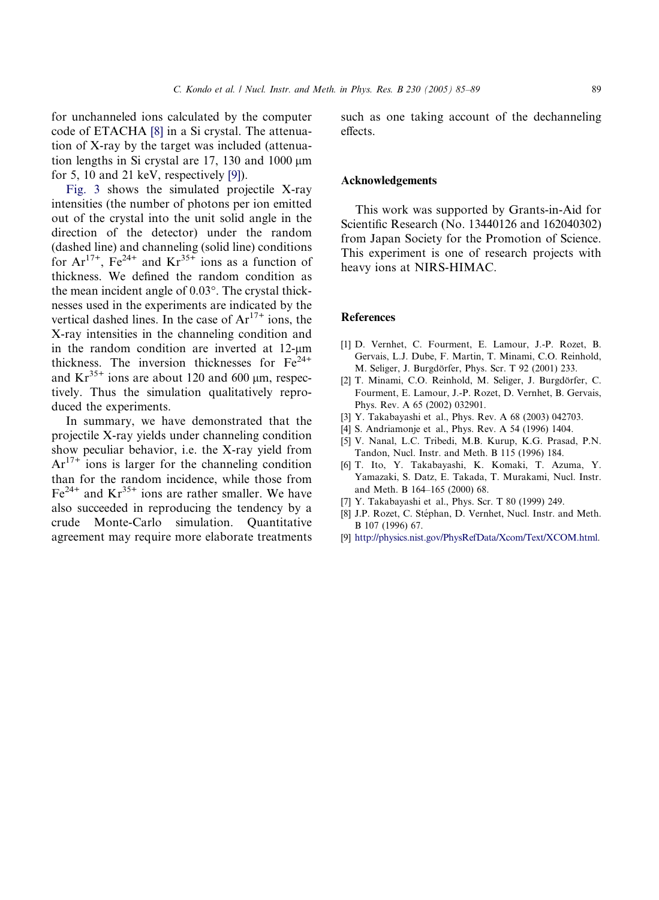for unchanneled ions calculated by the computer code of ETACHA [8] in a Si crystal. The attenuation of X-ray by the target was included (attenuation lengths in Si crystal are 17, 130 and 1000 μm for 5, 10 and 21 keV, respectively [9]).

Fig. 3 shows the simulated projectile X-ray intensities (the number of photons per ion emitted out of the crystal into the unit solid angle in the direction of the detector) under the random (dashed line) and channeling (solid line) conditions for $Ar^{17+}$, $Fe^{24+}$ and $Kr^{35+}$ ions as a function of thickness. We defined the random condition as the mean incident angle of 0.03°. The crystal thicknesses used in the experiments are indicated by the vertical dashed lines. In the case of $Ar^{17+}$ ions, the X-ray intensities in the channeling condition and in the random condition are inverted at 12-μm thickness. The inversion thicknesses for $Fe^{24+}$ and $Kr^{35+}$ ions are about 120 and 600 μm, respectively. Thus the simulation qualitatively reproduced the experiments.

In summary, we have demonstrated that the projectile X-ray yields under channeling condition show peculiar behavior, i.e. the X-ray yield from $Ar^{17+}$ ions is larger for the channeling condition than for the random incidence, while those from $Fe^{24+}$ and $Kr^{35+}$ ions are rather smaller. We have also succeeded in reproducing the tendency by a crude Monte-Carlo simulation. Quantitative agreement may require more elaborate treatments such as one taking account of the dechanneling effects.

## Acknowledgements

This work was supported by Grants-in-Aid for Scientific Research (No. 13440126 and 162040302) from Japan Society for the Promotion of Science. This experiment is one of research projects with heavy ions at NIRS-HIMAC.

## References

[1] D. Vernhet, C. Fourment, E. Lamour, J.-P. Rozet, B. Gervais, L.J. Dube, F. Martin, T. Minami, C.O. Reinhold, M. Seliger, J. Burgdörfer, Phys. Scr. T 92 (2001) 233.

[2] T. Minami, C.O. Reinhold, M. Seliger, J. Burgdörfer, C. Fourment, E. Lamour, J.-P. Rozet, D. Vernhet, B. Gervais, Phys. Rev. A 65 (2002) 032901.

[3] Y. Takabayashi et al., Phys. Rev. A 68 (2003) 042703.

[4] S. Andriamonje et al., Phys. Rev. A 54 (1996) 1404.

[5] V. Nanal, L.C. Tribedi, M.B. Kurup, K.G. Prasad, P.N. Tandon, Nucl. Instr. and Meth. B 115 (1996) 184.

[6] T. Ito, Y. Takabayashi, K. Komaki, T. Azuma, Y. Yamazaki, S. Datz, E. Takada, T. Murakami, Nucl. Instr. and Meth. B 164–165 (2000) 68.

[7] Y. Takabayashi et al., Phys. Scr. T 80 (1999) 249.

[8] J.P. Rozet, C. Stéphan, D. Vernhet, Nucl. Instr. and Meth. B 107 (1996) 67.

[9] http://physics.nist.gov/PhysRefData/Xcom/Text/XCOM.html.